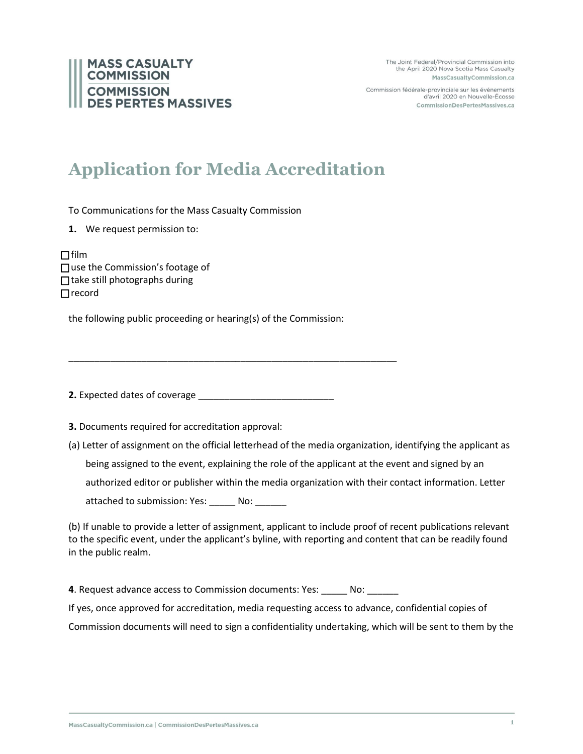MASS CASUALTY COMMISSION
COMMISSION DES PERTES MASSIVES

The Joint Federal/Provincial Commission into the April 2020 Nova Scotia Mass Casualty
MassCasualtyCommission.ca

Commission fédérale-provinciale sur les événements d'avril 2020 en Nouvelle-Écosse
CommissionDesPertesMassives.ca

# Application for Media Accreditation

To Communications for the Mass Casualty Commission

**1.** We request permission to:

☐ film
☐ use the Commission's footage of
☐ take still photographs during
☐ record

the following public proceeding or hearing(s) of the Commission:

_______________________________________________________________

**2.** Expected dates of coverage __________________________

**3.** Documents required for accreditation approval:

(a) Letter of assignment on the official letterhead of the media organization, identifying the applicant as being assigned to the event, explaining the role of the applicant at the event and signed by an authorized editor or publisher within the media organization with their contact information. Letter attached to submission: Yes: _____ No: ______

(b) If unable to provide a letter of assignment, applicant to include proof of recent publications relevant to the specific event, under the applicant's byline, with reporting and content that can be readily found in the public realm.

**4**. Request advance access to Commission documents: Yes: _____ No: ______

If yes, once approved for accreditation, media requesting access to advance, confidential copies of Commission documents will need to sign a confidentiality undertaking, which will be sent to them by the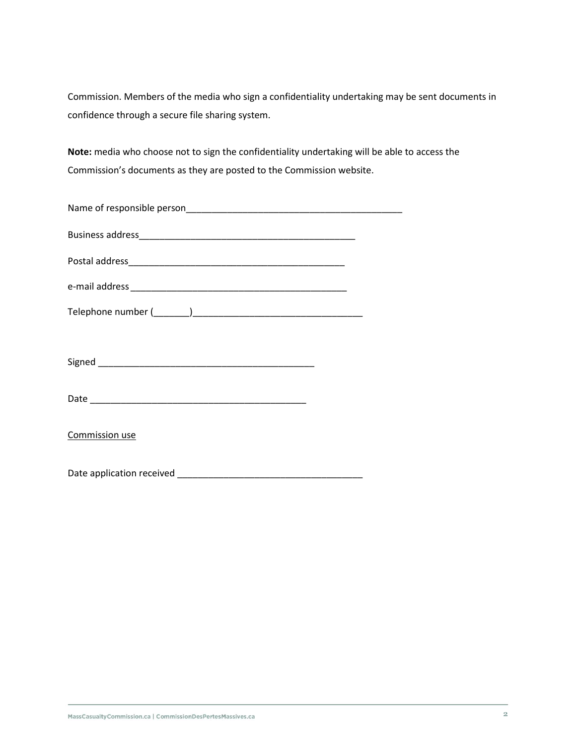Commission. Members of the media who sign a confidentiality undertaking may be sent documents in confidence through a secure file sharing system.

**Note:** media who choose not to sign the confidentiality undertaking will be able to access the Commission's documents as they are posted to the Commission website.

Name of responsible person___________________________________________

Business address___________________________________________

Postal address___________________________________________

e-mail address ___________________________________________

Telephone number (_______)_________________________________

Signed ___________________________________________

Date ___________________________________________

<u>Commission use</u>

Date application received ___________________________________